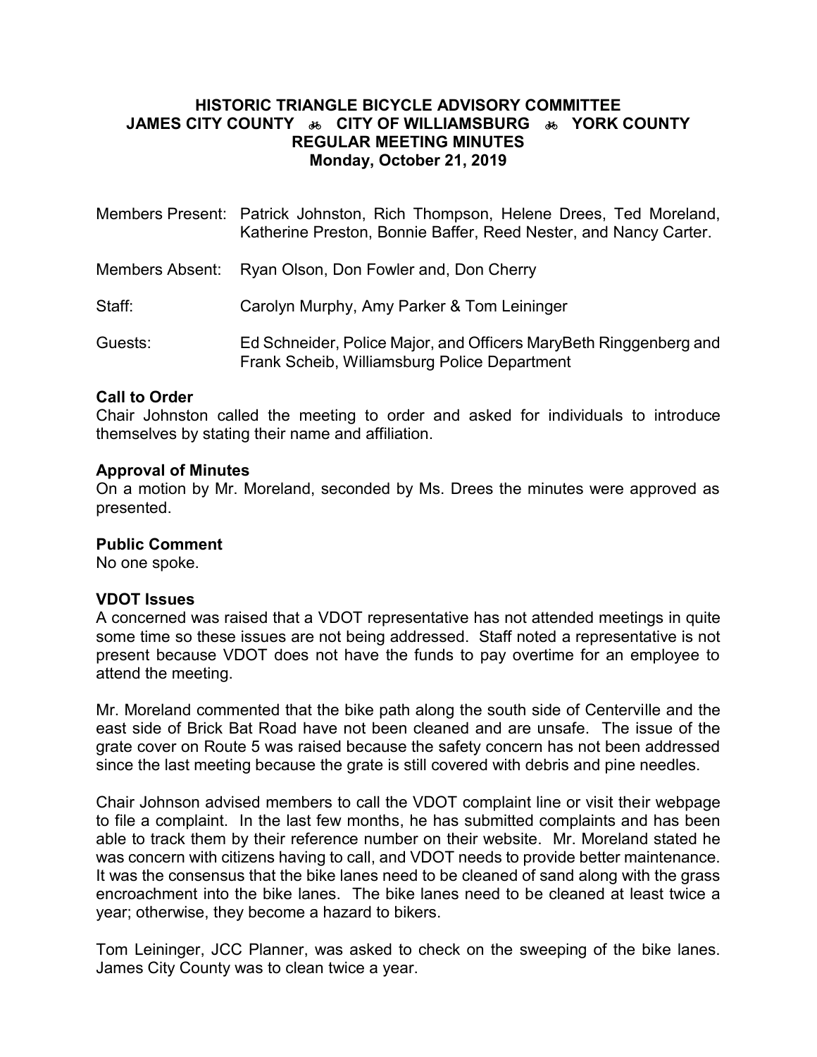**HISTORIC TRIANGLE BICYCLE ADVISORY COMMITTEE**
**JAMES CITY COUNTY 🚲 CITY OF WILLIAMSBURG 🚲 YORK COUNTY**
**REGULAR MEETING MINUTES**
**Monday, October 21, 2019**

Members Present: Patrick Johnston, Rich Thompson, Helene Drees, Ted Moreland, Katherine Preston, Bonnie Baffer, Reed Nester, and Nancy Carter.

Members Absent: Ryan Olson, Don Fowler and, Don Cherry

Staff: Carolyn Murphy, Amy Parker & Tom Leininger

Guests: Ed Schneider, Police Major, and Officers MaryBeth Ringgenberg and Frank Scheib, Williamsburg Police Department

**Call to Order**
Chair Johnston called the meeting to order and asked for individuals to introduce themselves by stating their name and affiliation.

**Approval of Minutes**
On a motion by Mr. Moreland, seconded by Ms. Drees the minutes were approved as presented.

**Public Comment**
No one spoke.

**VDOT Issues**
A concerned was raised that a VDOT representative has not attended meetings in quite some time so these issues are not being addressed. Staff noted a representative is not present because VDOT does not have the funds to pay overtime for an employee to attend the meeting.

Mr. Moreland commented that the bike path along the south side of Centerville and the east side of Brick Bat Road have not been cleaned and are unsafe. The issue of the grate cover on Route 5 was raised because the safety concern has not been addressed since the last meeting because the grate is still covered with debris and pine needles.

Chair Johnson advised members to call the VDOT complaint line or visit their webpage to file a complaint. In the last few months, he has submitted complaints and has been able to track them by their reference number on their website. Mr. Moreland stated he was concern with citizens having to call, and VDOT needs to provide better maintenance. It was the consensus that the bike lanes need to be cleaned of sand along with the grass encroachment into the bike lanes. The bike lanes need to be cleaned at least twice a year; otherwise, they become a hazard to bikers.

Tom Leininger, JCC Planner, was asked to check on the sweeping of the bike lanes. James City County was to clean twice a year.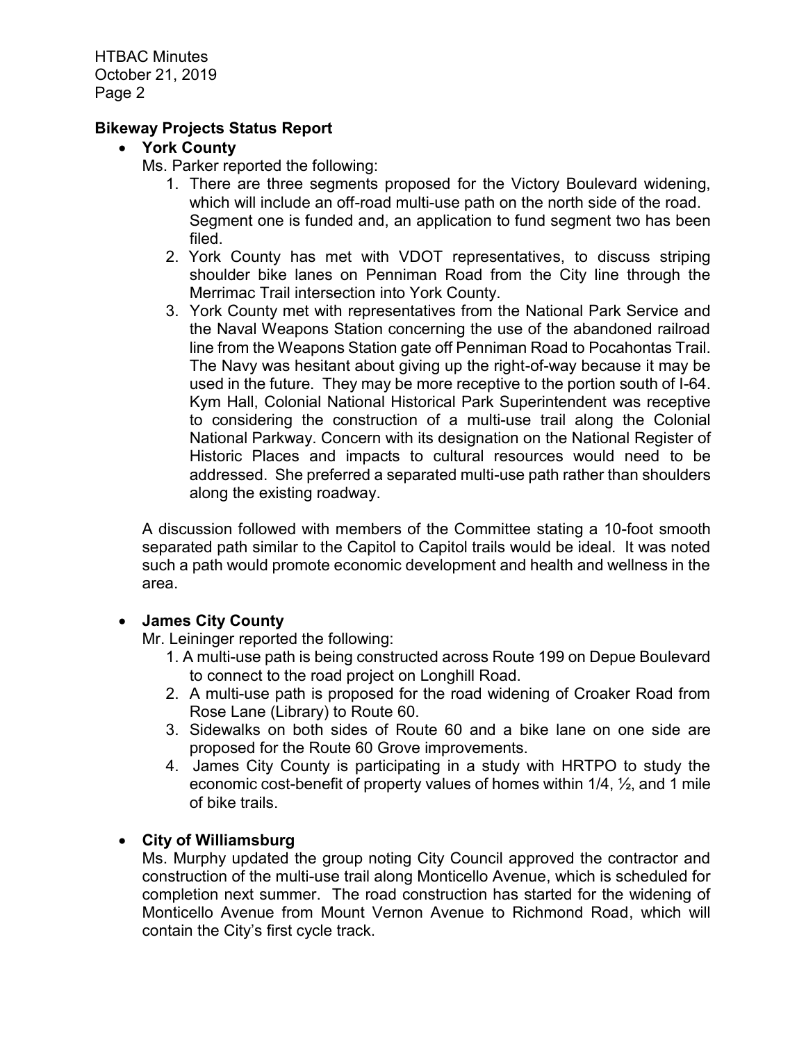**Bikeway Projects Status Report**

- **York County**

  Ms. Parker reported the following:

  1. There are three segments proposed for the Victory Boulevard widening, which will include an off-road multi-use path on the north side of the road. Segment one is funded and, an application to fund segment two has been filed.
  2. York County has met with VDOT representatives, to discuss striping shoulder bike lanes on Penniman Road from the City line through the Merrimac Trail intersection into York County.
  3. York County met with representatives from the National Park Service and the Naval Weapons Station concerning the use of the abandoned railroad line from the Weapons Station gate off Penniman Road to Pocahontas Trail. The Navy was hesitant about giving up the right-of-way because it may be used in the future. They may be more receptive to the portion south of I-64. Kym Hall, Colonial National Historical Park Superintendent was receptive to considering the construction of a multi-use trail along the Colonial National Parkway. Concern with its designation on the National Register of Historic Places and impacts to cultural resources would need to be addressed. She preferred a separated multi-use path rather than shoulders along the existing roadway.

  A discussion followed with members of the Committee stating a 10-foot smooth separated path similar to the Capitol to Capitol trails would be ideal. It was noted such a path would promote economic development and health and wellness in the area.

- **James City County**

  Mr. Leininger reported the following:

  1. A multi-use path is being constructed across Route 199 on Depue Boulevard to connect to the road project on Longhill Road.
  2. A multi-use path is proposed for the road widening of Croaker Road from Rose Lane (Library) to Route 60.
  3. Sidewalks on both sides of Route 60 and a bike lane on one side are proposed for the Route 60 Grove improvements.
  4. James City County is participating in a study with HRTPO to study the economic cost-benefit of property values of homes within 1/4, ½, and 1 mile of bike trails.

- **City of Williamsburg**

  Ms. Murphy updated the group noting City Council approved the contractor and construction of the multi-use trail along Monticello Avenue, which is scheduled for completion next summer. The road construction has started for the widening of Monticello Avenue from Mount Vernon Avenue to Richmond Road, which will contain the City's first cycle track.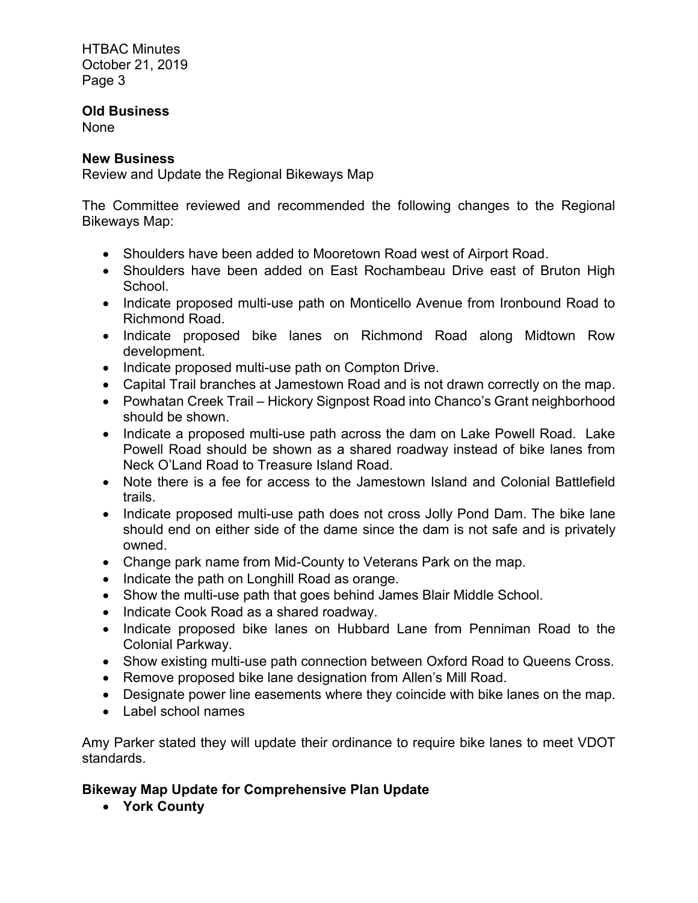**Old Business**

None

**New Business**

Review and Update the Regional Bikeways Map

The Committee reviewed and recommended the following changes to the Regional Bikeways Map:

- Shoulders have been added to Mooretown Road west of Airport Road.
- Shoulders have been added on East Rochambeau Drive east of Bruton High School.
- Indicate proposed multi-use path on Monticello Avenue from Ironbound Road to Richmond Road.
- Indicate proposed bike lanes on Richmond Road along Midtown Row development.
- Indicate proposed multi-use path on Compton Drive.
- Capital Trail branches at Jamestown Road and is not drawn correctly on the map.
- Powhatan Creek Trail – Hickory Signpost Road into Chanco's Grant neighborhood should be shown.
- Indicate a proposed multi-use path across the dam on Lake Powell Road. Lake Powell Road should be shown as a shared roadway instead of bike lanes from Neck O'Land Road to Treasure Island Road.
- Note there is a fee for access to the Jamestown Island and Colonial Battlefield trails.
- Indicate proposed multi-use path does not cross Jolly Pond Dam. The bike lane should end on either side of the dame since the dam is not safe and is privately owned.
- Change park name from Mid-County to Veterans Park on the map.
- Indicate the path on Longhill Road as orange.
- Show the multi-use path that goes behind James Blair Middle School.
- Indicate Cook Road as a shared roadway.
- Indicate proposed bike lanes on Hubbard Lane from Penniman Road to the Colonial Parkway.
- Show existing multi-use path connection between Oxford Road to Queens Cross.
- Remove proposed bike lane designation from Allen's Mill Road.
- Designate power line easements where they coincide with bike lanes on the map.
- Label school names

Amy Parker stated they will update their ordinance to require bike lanes to meet VDOT standards.

**Bikeway Map Update for Comprehensive Plan Update**

- **York County**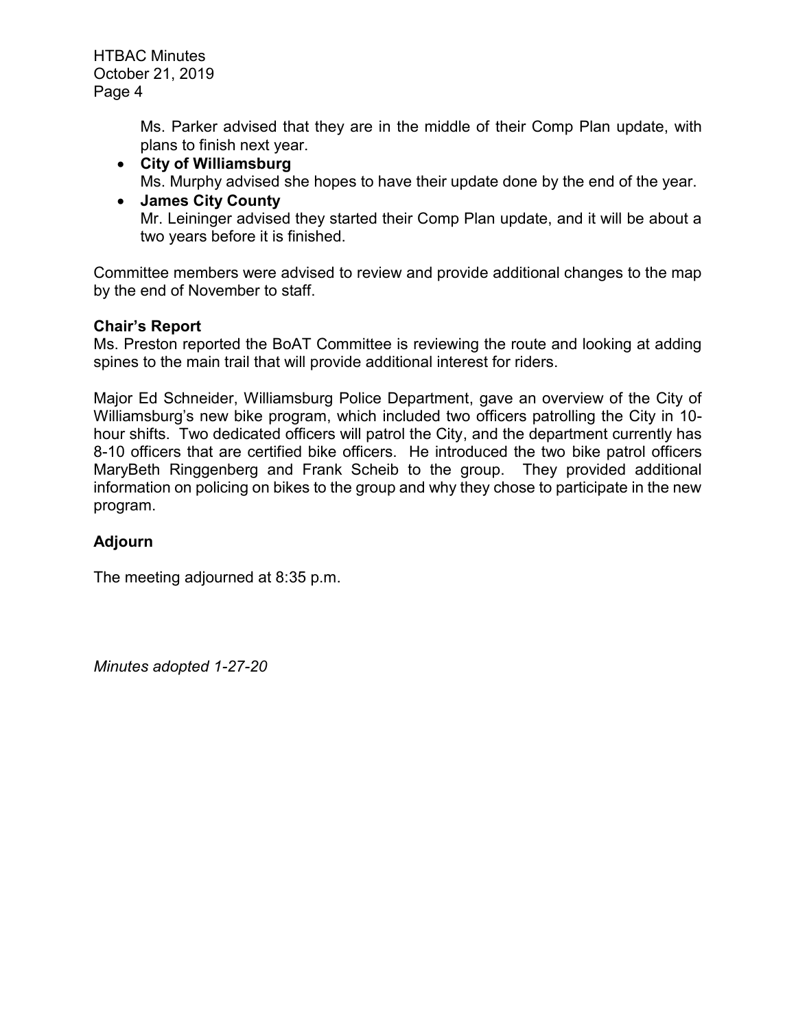Ms. Parker advised that they are in the middle of their Comp Plan update, with plans to finish next year.

- **City of Williamsburg**
  Ms. Murphy advised she hopes to have their update done by the end of the year.
- **James City County**
  Mr. Leininger advised they started their Comp Plan update, and it will be about a two years before it is finished.

Committee members were advised to review and provide additional changes to the map by the end of November to staff.

**Chair's Report**

Ms. Preston reported the BoAT Committee is reviewing the route and looking at adding spines to the main trail that will provide additional interest for riders.

Major Ed Schneider, Williamsburg Police Department, gave an overview of the City of Williamsburg's new bike program, which included two officers patrolling the City in 10-hour shifts. Two dedicated officers will patrol the City, and the department currently has 8-10 officers that are certified bike officers. He introduced the two bike patrol officers MaryBeth Ringgenberg and Frank Scheib to the group. They provided additional information on policing on bikes to the group and why they chose to participate in the new program.

**Adjourn**

The meeting adjourned at 8:35 p.m.

*Minutes adopted 1-27-20*